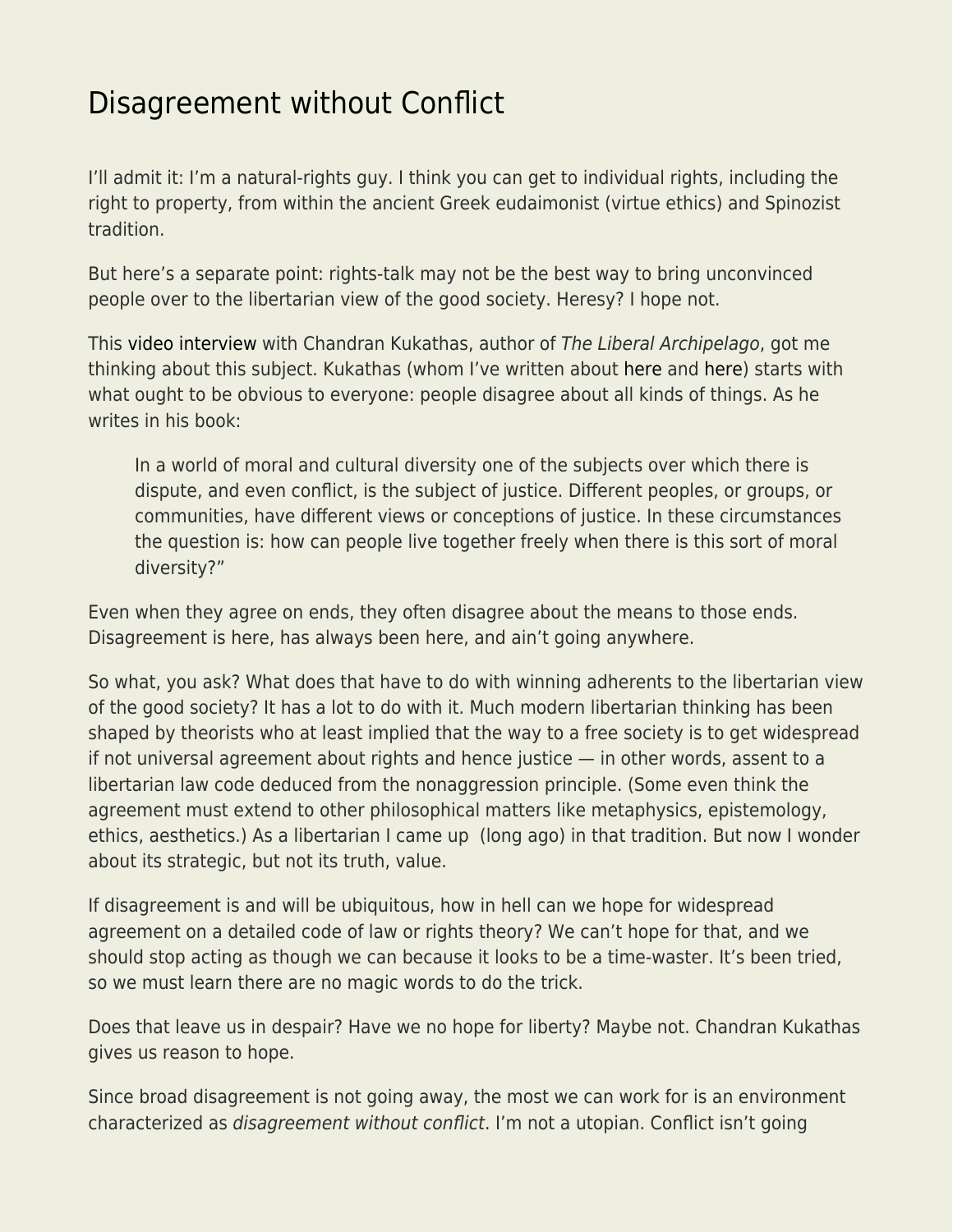# Disagreement without Conflict

I'll admit it: I'm a natural-rights guy. I think you can get to individual rights, including the right to property, from within the ancient Greek eudaimonist (virtue ethics) and Spinozist tradition.

But here's a separate point: rights-talk may not be the best way to bring unconvinced people over to the libertarian view of the good society. Heresy? I hope not.

This video interview with Chandran Kukathas, author of *The Liberal Archipelago*, got me thinking about this subject. Kukathas (whom I've written about here and here) starts with what ought to be obvious to everyone: people disagree about all kinds of things. As he writes in his book:

> In a world of moral and cultural diversity one of the subjects over which there is dispute, and even conflict, is the subject of justice. Different peoples, or groups, or communities, have different views or conceptions of justice. In these circumstances the question is: how can people live together freely when there is this sort of moral diversity?"

Even when they agree on ends, they often disagree about the means to those ends. Disagreement is here, has always been here, and ain't going anywhere.

So what, you ask? What does that have to do with winning adherents to the libertarian view of the good society? It has a lot to do with it. Much modern libertarian thinking has been shaped by theorists who at least implied that the way to a free society is to get widespread if not universal agreement about rights and hence justice — in other words, assent to a libertarian law code deduced from the nonaggression principle. (Some even think the agreement must extend to other philosophical matters like metaphysics, epistemology, ethics, aesthetics.) As a libertarian I came up (long ago) in that tradition. But now I wonder about its strategic, but not its truth, value.

If disagreement is and will be ubiquitous, how in hell can we hope for widespread agreement on a detailed code of law or rights theory? We can't hope for that, and we should stop acting as though we can because it looks to be a time-waster. It's been tried, so we must learn there are no magic words to do the trick.

Does that leave us in despair? Have we no hope for liberty? Maybe not. Chandran Kukathas gives us reason to hope.

Since broad disagreement is not going away, the most we can work for is an environment characterized as *disagreement without conflict*. I'm not a utopian. Conflict isn't going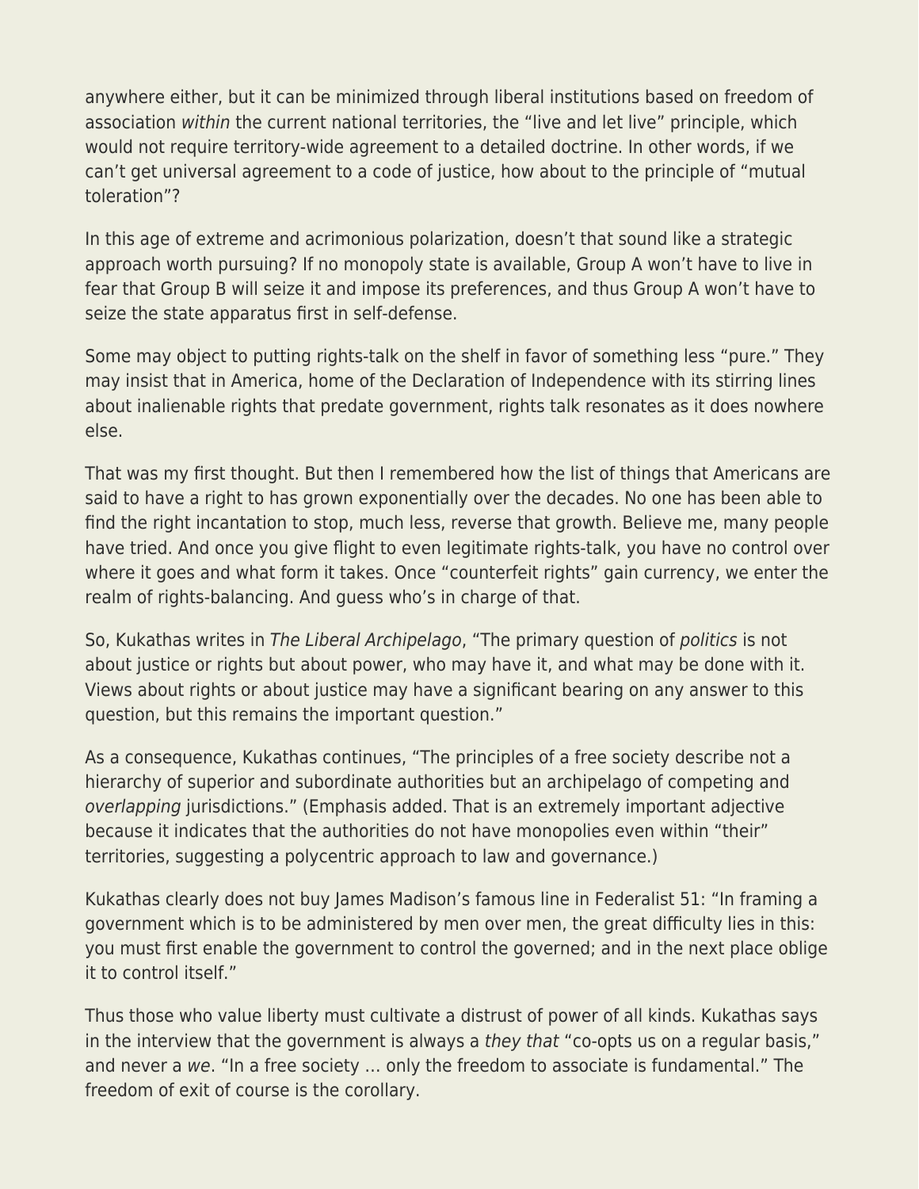anywhere either, but it can be minimized through liberal institutions based on freedom of association *within* the current national territories, the "live and let live" principle, which would not require territory-wide agreement to a detailed doctrine. In other words, if we can't get universal agreement to a code of justice, how about to the principle of "mutual toleration"?

In this age of extreme and acrimonious polarization, doesn't that sound like a strategic approach worth pursuing? If no monopoly state is available, Group A won't have to live in fear that Group B will seize it and impose its preferences, and thus Group A won't have to seize the state apparatus first in self-defense.

Some may object to putting rights-talk on the shelf in favor of something less "pure." They may insist that in America, home of the Declaration of Independence with its stirring lines about inalienable rights that predate government, rights talk resonates as it does nowhere else.

That was my first thought. But then I remembered how the list of things that Americans are said to have a right to has grown exponentially over the decades. No one has been able to find the right incantation to stop, much less, reverse that growth. Believe me, many people have tried. And once you give flight to even legitimate rights-talk, you have no control over where it goes and what form it takes. Once "counterfeit rights" gain currency, we enter the realm of rights-balancing. And guess who's in charge of that.

So, Kukathas writes in *The Liberal Archipelago*, "The primary question of *politics* is not about justice or rights but about power, who may have it, and what may be done with it. Views about rights or about justice may have a significant bearing on any answer to this question, but this remains the important question."

As a consequence, Kukathas continues, "The principles of a free society describe not a hierarchy of superior and subordinate authorities but an archipelago of competing and *overlapping* jurisdictions." (Emphasis added. That is an extremely important adjective because it indicates that the authorities do not have monopolies even within "their" territories, suggesting a polycentric approach to law and governance.)

Kukathas clearly does not buy James Madison's famous line in Federalist 51: "In framing a government which is to be administered by men over men, the great difficulty lies in this: you must first enable the government to control the governed; and in the next place oblige it to control itself."

Thus those who value liberty must cultivate a distrust of power of all kinds. Kukathas says in the interview that the government is always a *they that* "co-opts us on a regular basis," and never a *we*. "In a free society … only the freedom to associate is fundamental." The freedom of exit of course is the corollary.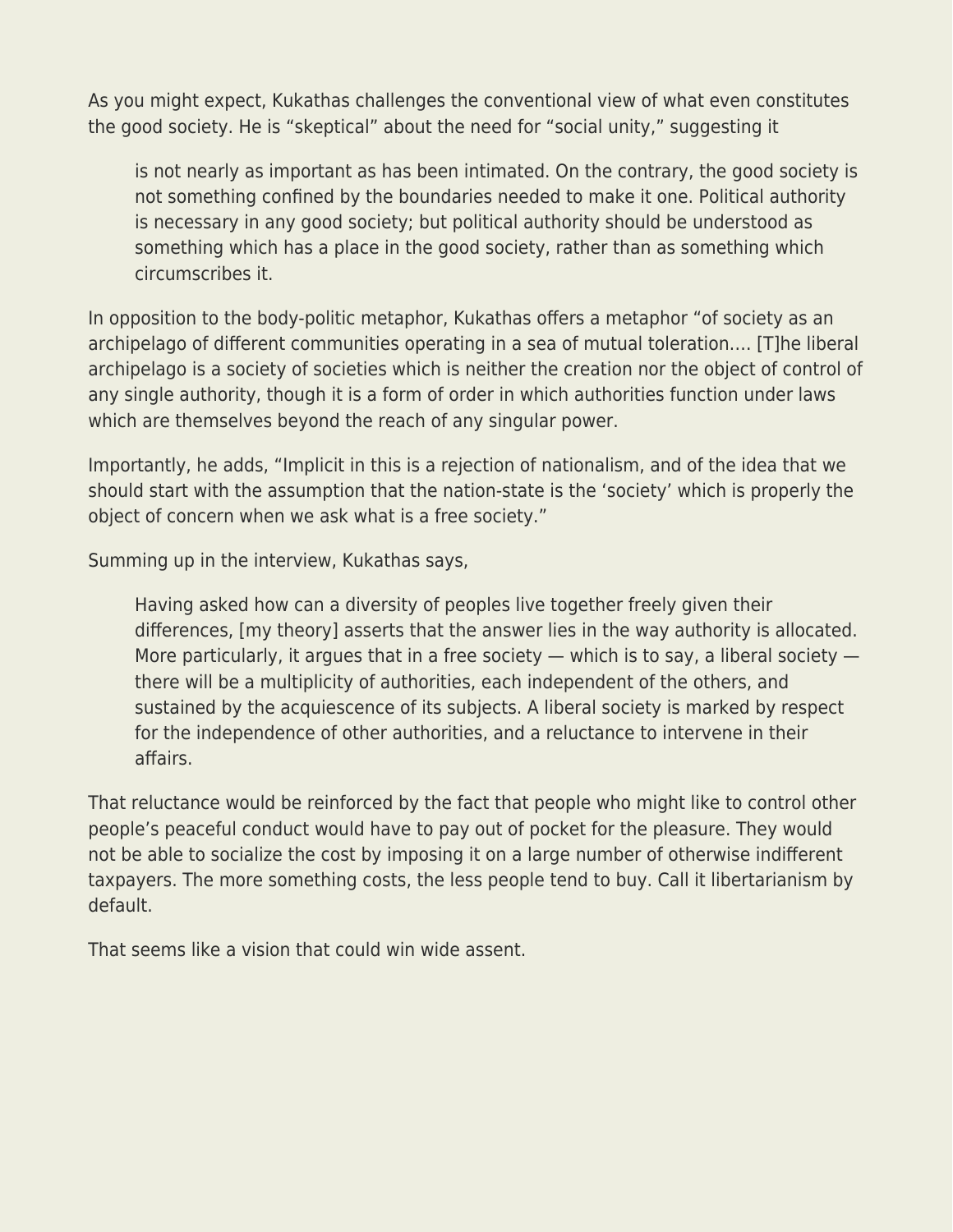As you might expect, Kukathas challenges the conventional view of what even constitutes the good society. He is "skeptical" about the need for "social unity," suggesting it

> is not nearly as important as has been intimated. On the contrary, the good society is not something confined by the boundaries needed to make it one. Political authority is necessary in any good society; but political authority should be understood as something which has a place in the good society, rather than as something which circumscribes it.

In opposition to the body-politic metaphor, Kukathas offers a metaphor "of society as an archipelago of different communities operating in a sea of mutual toleration.... [T]he liberal archipelago is a society of societies which is neither the creation nor the object of control of any single authority, though it is a form of order in which authorities function under laws which are themselves beyond the reach of any singular power.

Importantly, he adds, "Implicit in this is a rejection of nationalism, and of the idea that we should start with the assumption that the nation-state is the 'society' which is properly the object of concern when we ask what is a free society."

Summing up in the interview, Kukathas says,

> Having asked how can a diversity of peoples live together freely given their differences, [my theory] asserts that the answer lies in the way authority is allocated. More particularly, it argues that in a free society — which is to say, a liberal society — there will be a multiplicity of authorities, each independent of the others, and sustained by the acquiescence of its subjects. A liberal society is marked by respect for the independence of other authorities, and a reluctance to intervene in their affairs.

That reluctance would be reinforced by the fact that people who might like to control other people's peaceful conduct would have to pay out of pocket for the pleasure. They would not be able to socialize the cost by imposing it on a large number of otherwise indifferent taxpayers. The more something costs, the less people tend to buy. Call it libertarianism by default.

That seems like a vision that could win wide assent.